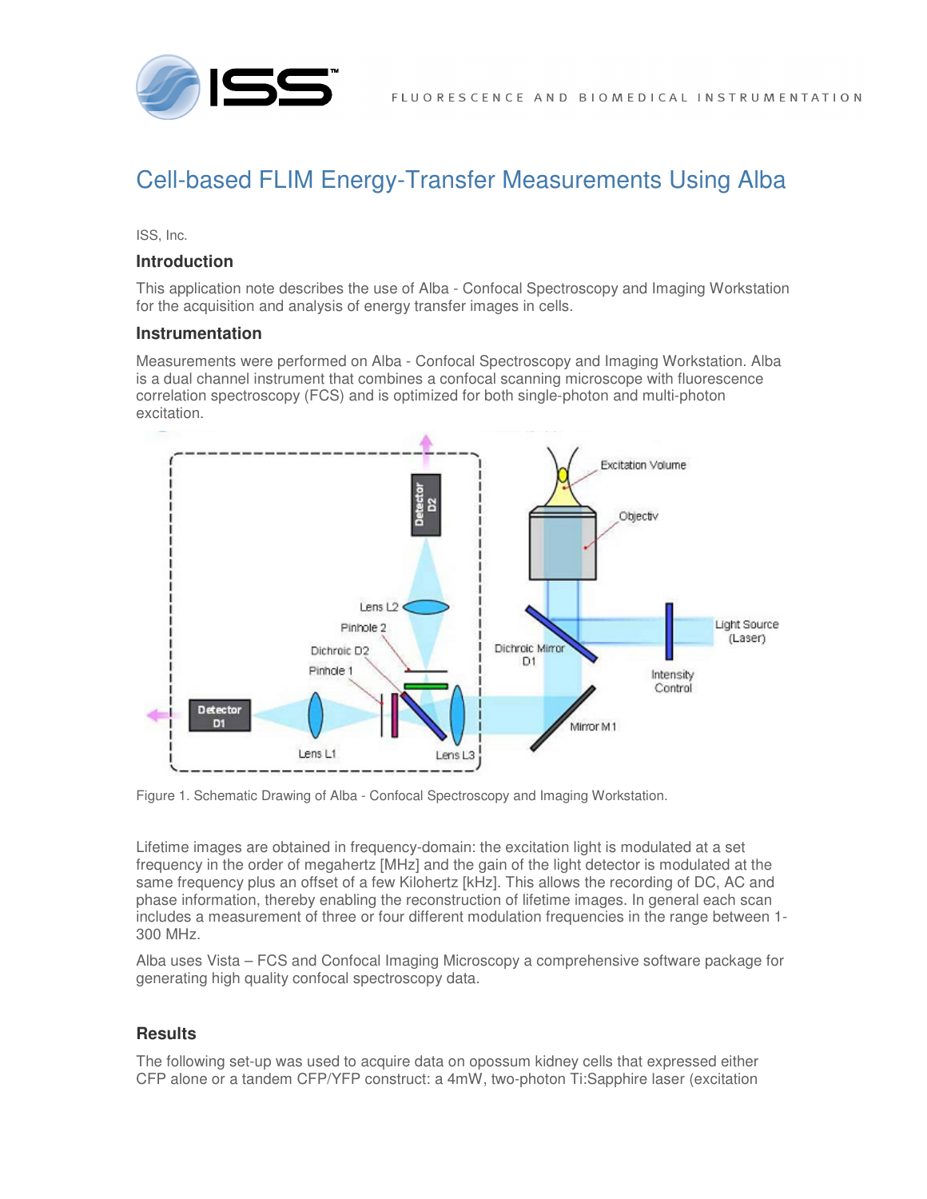# Cell-based FLIM Energy-Transfer Measurements Using Alba

ISS, Inc.

## Introduction

This application note describes the use of Alba - Confocal Spectroscopy and Imaging Workstation for the acquisition and analysis of energy transfer images in cells.

## Instrumentation

Measurements were performed on Alba - Confocal Spectroscopy and Imaging Workstation. Alba is a dual channel instrument that combines a confocal scanning microscope with fluorescence correlation spectroscopy (FCS) and is optimized for both single-photon and multi-photon excitation.

Figure 1. Schematic Drawing of Alba - Confocal Spectroscopy and Imaging Workstation.

Lifetime images are obtained in frequency-domain: the excitation light is modulated at a set frequency in the order of megahertz [MHz] and the gain of the light detector is modulated at the same frequency plus an offset of a few Kilohertz [kHz]. This allows the recording of DC, AC and phase information, thereby enabling the reconstruction of lifetime images. In general each scan includes a measurement of three or four different modulation frequencies in the range between 1-300 MHz.

Alba uses Vista – FCS and Confocal Imaging Microscopy a comprehensive software package for generating high quality confocal spectroscopy data.

## Results

The following set-up was used to acquire data on opossum kidney cells that expressed either CFP alone or a tandem CFP/YFP construct: a 4mW, two-photon Ti:Sapphire laser (excitation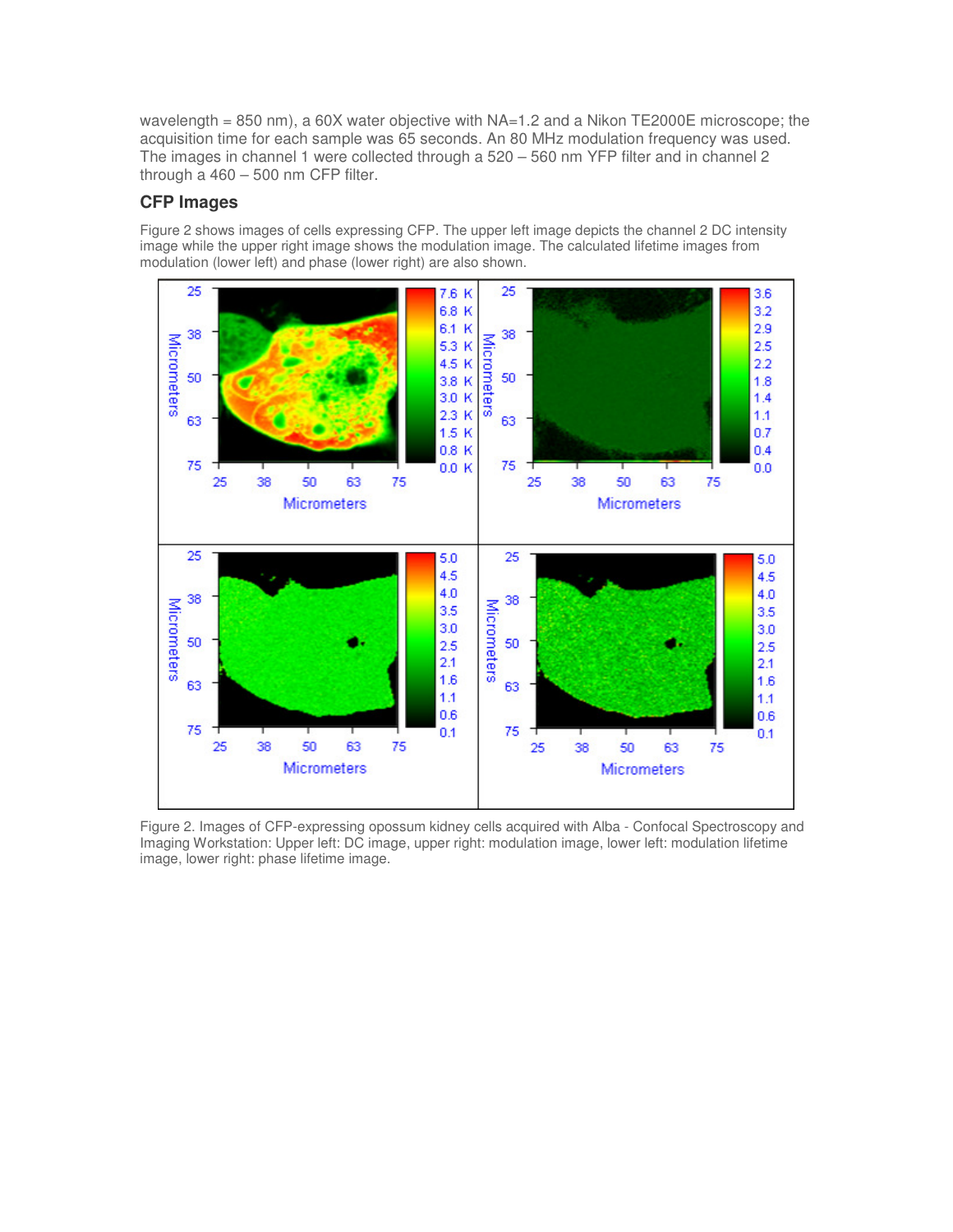wavelength = 850 nm), a 60X water objective with NA=1.2 and a Nikon TE2000E microscope; the acquisition time for each sample was 65 seconds. An 80 MHz modulation frequency was used. The images in channel 1 were collected through a 520 – 560 nm YFP filter and in channel 2 through a 460 – 500 nm CFP filter.

## CFP Images

Figure 2 shows images of cells expressing CFP. The upper left image depicts the channel 2 DC intensity image while the upper right image shows the modulation image. The calculated lifetime images from modulation (lower left) and phase (lower right) are also shown.

Figure 2. Images of CFP-expressing opossum kidney cells acquired with Alba - Confocal Spectroscopy and Imaging Workstation: Upper left: DC image, upper right: modulation image, lower left: modulation lifetime image, lower right: phase lifetime image.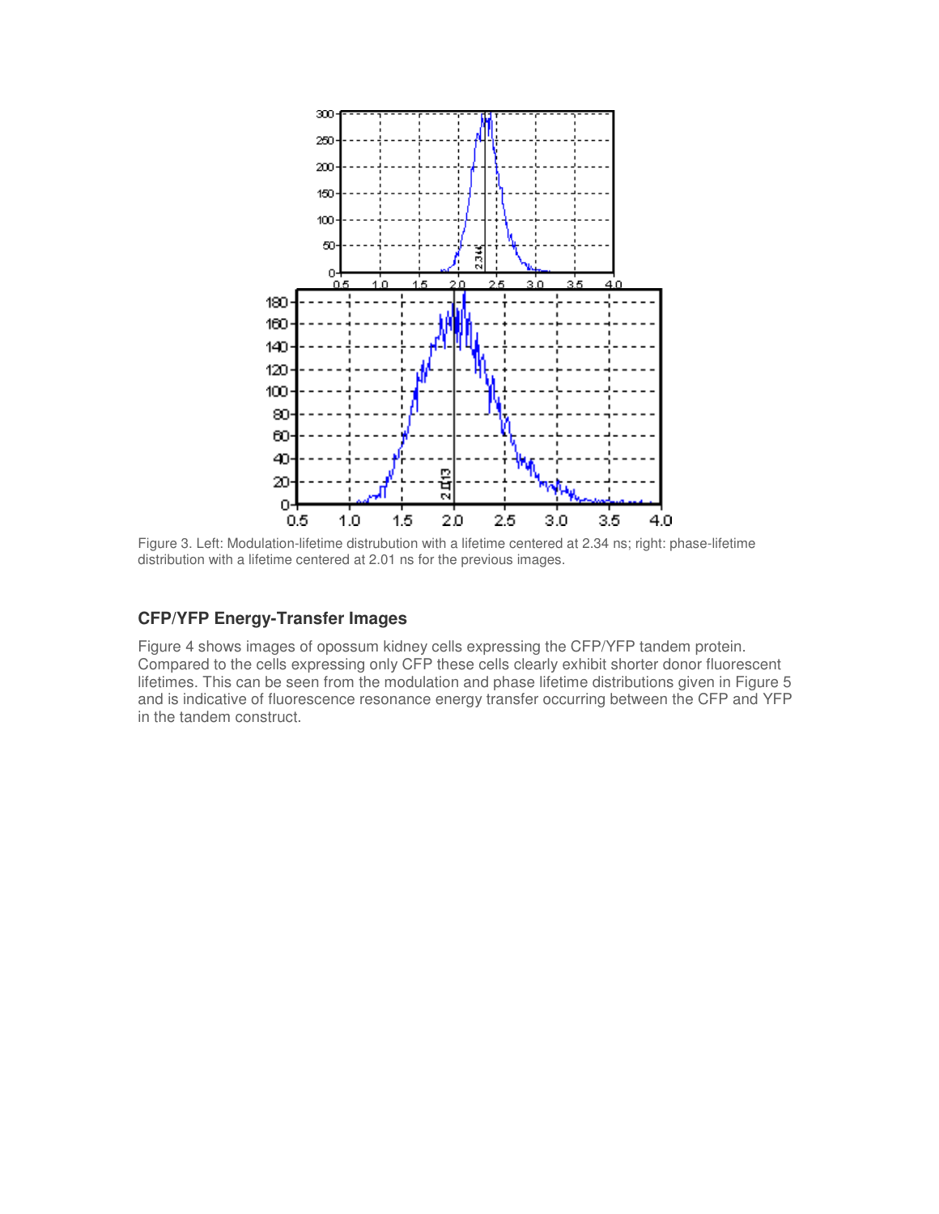Figure 3. Left: Modulation-lifetime distrubution with a lifetime centered at 2.34 ns; right: phase-lifetime distribution with a lifetime centered at 2.01 ns for the previous images.

### CFP/YFP Energy-Transfer Images

Figure 4 shows images of opossum kidney cells expressing the CFP/YFP tandem protein. Compared to the cells expressing only CFP these cells clearly exhibit shorter donor fluorescent lifetimes. This can be seen from the modulation and phase lifetime distributions given in Figure 5 and is indicative of fluorescence resonance energy transfer occurring between the CFP and YFP in the tandem construct.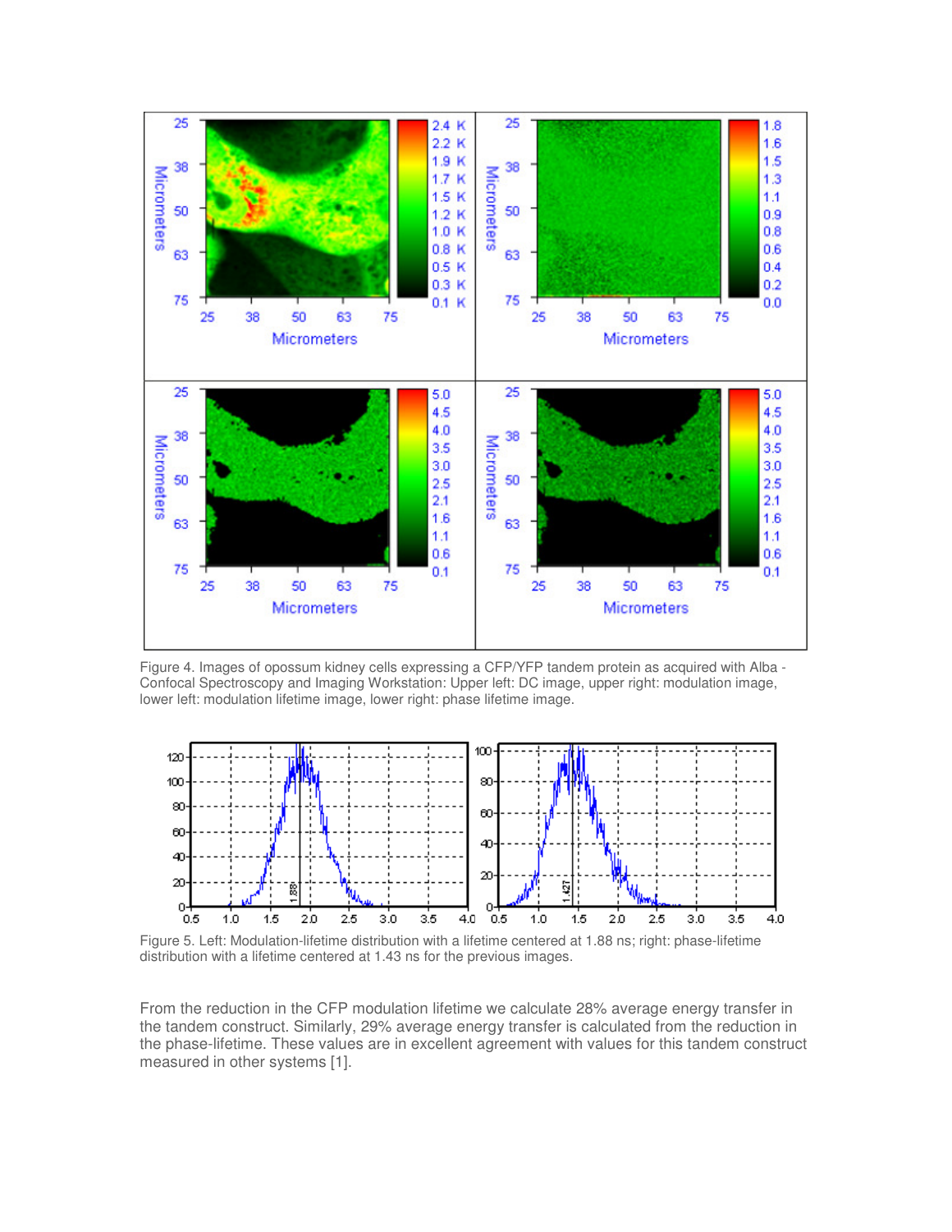Figure 4. Images of opossum kidney cells expressing a CFP/YFP tandem protein as acquired with Alba - Confocal Spectroscopy and Imaging Workstation: Upper left: DC image, upper right: modulation image, lower left: modulation lifetime image, lower right: phase lifetime image.

Figure 5. Left: Modulation-lifetime distribution with a lifetime centered at 1.88 ns; right: phase-lifetime distribution with a lifetime centered at 1.43 ns for the previous images.

From the reduction in the CFP modulation lifetime we calculate 28% average energy transfer in the tandem construct. Similarly, 29% average energy transfer is calculated from the reduction in the phase-lifetime. These values are in excellent agreement with values for this tandem construct measured in other systems [1].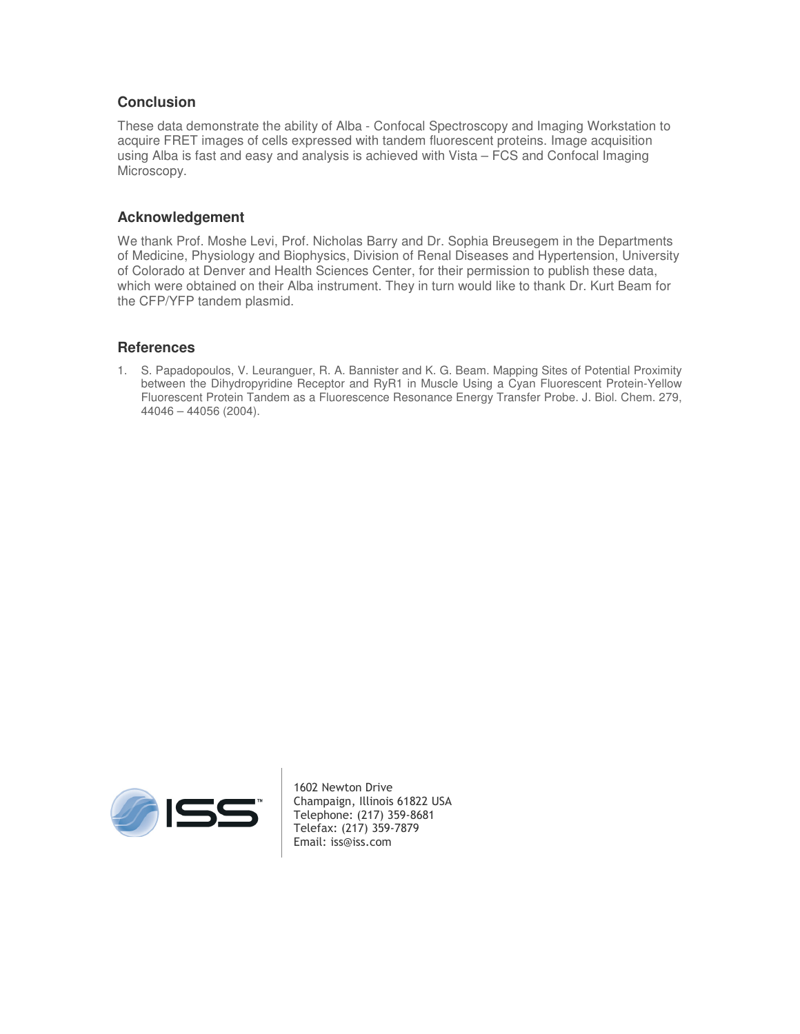## Conclusion

These data demonstrate the ability of Alba - Confocal Spectroscopy and Imaging Workstation to acquire FRET images of cells expressed with tandem fluorescent proteins. Image acquisition using Alba is fast and easy and analysis is achieved with Vista – FCS and Confocal Imaging Microscopy.

## Acknowledgement

We thank Prof. Moshe Levi, Prof. Nicholas Barry and Dr. Sophia Breusegem in the Departments of Medicine, Physiology and Biophysics, Division of Renal Diseases and Hypertension, University of Colorado at Denver and Health Sciences Center, for their permission to publish these data, which were obtained on their Alba instrument. They in turn would like to thank Dr. Kurt Beam for the CFP/YFP tandem plasmid.

## References

1. S. Papadopoulos, V. Leuranguer, R. A. Bannister and K. G. Beam. Mapping Sites of Potential Proximity between the Dihydropyridine Receptor and RyR1 in Muscle Using a Cyan Fluorescent Protein-Yellow Fluorescent Protein Tandem as a Fluorescence Resonance Energy Transfer Probe. J. Biol. Chem. 279, 44046 – 44056 (2004).

ISS™

1602 Newton Drive
Champaign, Illinois 61822 USA
Telephone: (217) 359-8681
Telefax: (217) 359-7879
Email: iss@iss.com